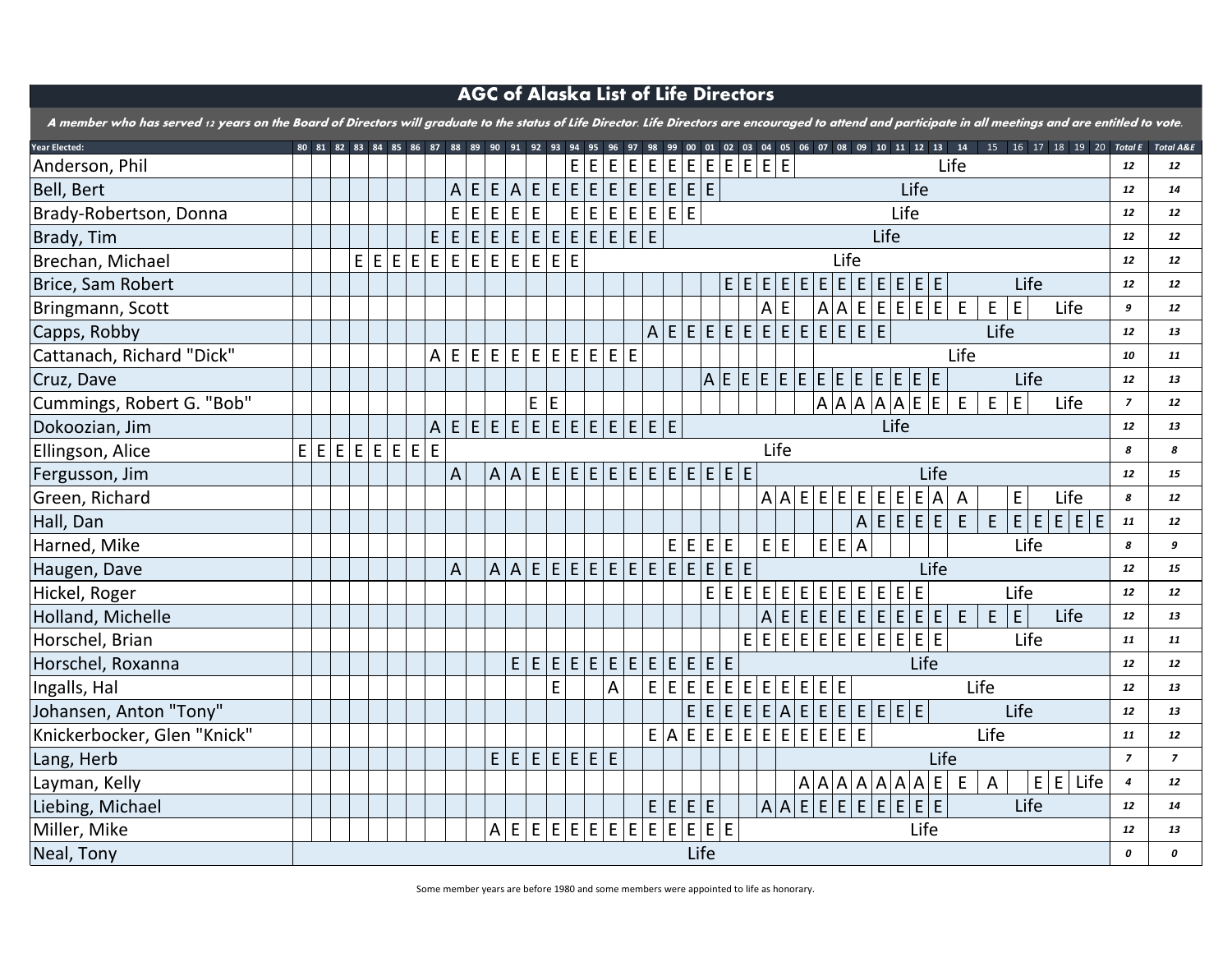# AGC of Alaska List of Life Directors

***A member who has served 12 years on the Board of Directors will graduate to the status of Life Director. Life Directors are encouraged to attend and participate in all meetings and are entitled to vote.***

| Year Elected: | 80 | 81 | 82 | 83 | 84 | 85 | 86 | 87 | 88 | 89 | 90 | 91 | 92 | 93 | 94 | 95 | 96 | 97 | 98 | 99 | 00 | 01 | 02 | 03 | 04 | 05 | 06 | 07 | 08 | 09 | 10 | 11 | 12 | 13 | 14 | 15 | 16 | 17 | 18 | 19 | 20 | Total E | Total A&E |
|---|---|---|---|---|---|---|---|---|---|---|---|---|---|---|---|---|---|---|---|---|---|---|---|---|---|---|---|---|---|---|---|---|---|---|---|---|---|---|---|---|---|---|---|
| Anderson, Phil | | | | | | | | | | | | | | | E | E | E | E | E | E | E | E | E | E | E | E | Life | | | | | | | | | | | | | | | 12 | 12 |
| Bell, Bert | | | | | | | | | A | E | E | A | E | E | E | E | E | E | E | E | E | E | Life | | | | | | | | | | | | | | | | | | | 12 | 14 |
| Brady-Robertson, Donna | | | | | | | | | E | E | E | E | E | | E | E | E | E | E | E | E | Life | | | | | | | | | | | | | | | | | | | | 12 | 12 |
| Brady, Tim | | | | | | | | E | E | E | E | E | E | E | E | E | E | E | E | Life | | | | | | | | | | | | | | | | | | | | | | 12 | 12 |
| Brechan, Michael | | | | E | E | E | E | E | E | E | E | E | E | E | E | Life | | | | | | | | | | | | | | | | | | | | | | | | | | 12 | 12 |
| Brice, Sam Robert | | | | | | | | | | | | | | | | | | | | | | | E | E | E | E | E | E | E | E | E | E | E | E | Life | | | | | | | 12 | 12 |
| Bringmann, Scott | | | | | | | | | | | | | | | | | | | | | | | | | A | E | | A | A | E | E | E | E | E | E | E | E | Life | | | | 9 | 12 |
| Capps, Robby | | | | | | | | | | | | | | | | | | | A | E | E | E | E | E | E | E | E | E | E | E | E | Life | | | | | | | | | | 12 | 13 |
| Cattanach, Richard "Dick" | | | | | | | | A | E | E | E | E | E | E | E | E | E | E | Life | | | | | | | | | | | | | | | | | | | | | | | 10 | 11 |
| Cruz, Dave | | | | | | | | | | | | | | | | | | | | | | A | E | E | E | E | E | E | E | E | E | E | E | E | Life | | | | | | | 12 | 13 |
| Cummings, Robert G. "Bob" | | | | | | | | | | | | | E | E | | | | | | | | | | | | | | A | A | A | A | A | E | E | E | E | E | Life | | | | 7 | 12 |
| Dokoozian, Jim | | | | | | | | A | E | E | E | E | E | E | E | E | E | E | E | E | Life | | | | | | | | | | | | | | | | | | | | | 12 | 13 |
| Ellingson, Alice | E | E | E | E | E | E | E | E | Life | | | | | | | | | | | | | | | | | | | | | | | | | | | | | | | | | 8 | 8 |
| Fergusson, Jim | | | | | | | | | A | | A | A | E | E | E | E | E | E | E | E | E | E | E | E | Life | | | | | | | | | | | | | | | | | 12 | 15 |
| Green, Richard | | | | | | | | | | | | | | | | | | | | | | | | | A | A | E | E | E | E | E | E | E | A | A | | E | Life | | | | 8 | 12 |
| Hall, Dan | | | | | | | | | | | | | | | | | | | | | | | | | | | | | | A | E | E | E | E | E | E | E | E | E | E | E | 11 | 12 |
| Harned, Mike | | | | | | | | | | | | | | | | | | | | E | E | E | E | | E | E | | E | E | A | Life | | | | | | | | | | | 8 | 9 |
| Haugen, Dave | | | | | | | | | A | | A | A | E | E | E | E | E | E | E | E | E | E | E | E | Life | | | | | | | | | | | | | | | | | 12 | 15 |
| Hickel, Roger | | | | | | | | | | | | | | | | | | | | | | E | E | E | E | E | E | E | E | E | E | E | E | Life | | | | | | | | 12 | 12 |
| Holland, Michelle | | | | | | | | | | | | | | | | | | | | | | | | | A | E | E | E | E | E | E | E | E | E | E | E | E | Life | | | | 12 | 13 |
| Horschel, Brian | | | | | | | | | | | | | | | | | | | | | | | | E | E | E | E | E | E | E | E | E | E | E | Life | | | | | | | 11 | 11 |
| Horschel, Roxanna | | | | | | | | | | | | E | E | E | E | E | E | E | E | E | E | E | E | Life | | | | | | | | | | | | | | | | | | 12 | 12 |
| Ingalls, Hal | | | | | | | | | | | | | | E | | | A | | E | E | E | E | E | E | E | E | E | E | E | Life | | | | | | | | | | | | 12 | 13 |
| Johansen, Anton "Tony" | | | | | | | | | | | | | | | | | | | | | E | E | E | E | E | A | E | E | E | E | E | E | E | Life | | | | | | | | 12 | 13 |
| Knickerbocker, Glen "Knick" | | | | | | | | | | | | | | | | | | | E | A | E | E | E | E | E | E | E | E | E | E | Life | | | | | | | | | | | 11 | 12 |
| Lang, Herb | | | | | | | | | | | E | E | E | E | E | E | E | Life | | | | | | | | | | | | | | | | | | | | | | | | 7 | 7 |
| Layman, Kelly | | | | | | | | | | | | | | | | | | | | | | | | | | | A | A | A | A | A | A | A | E | E | A | | E | E | Life | | 4 | 12 |
| Liebing, Michael | | | | | | | | | | | | | | | | | | | E | E | E | E | | | A | A | E | E | E | E | E | E | E | E | Life | | | | | | | 12 | 14 |
| Miller, Mike | | | | | | | | | | | A | E | E | E | E | E | E | E | E | E | E | E | E | Life | | | | | | | | | | | | | | | | | | 12 | 13 |
| Neal, Tony | Life | | | | | | | | | | | | | | | | | | | | | | | | | | | | | | | | | | | | | | | | | 0 | 0 |

Some member years are before 1980 and some members were appointed to life as honorary.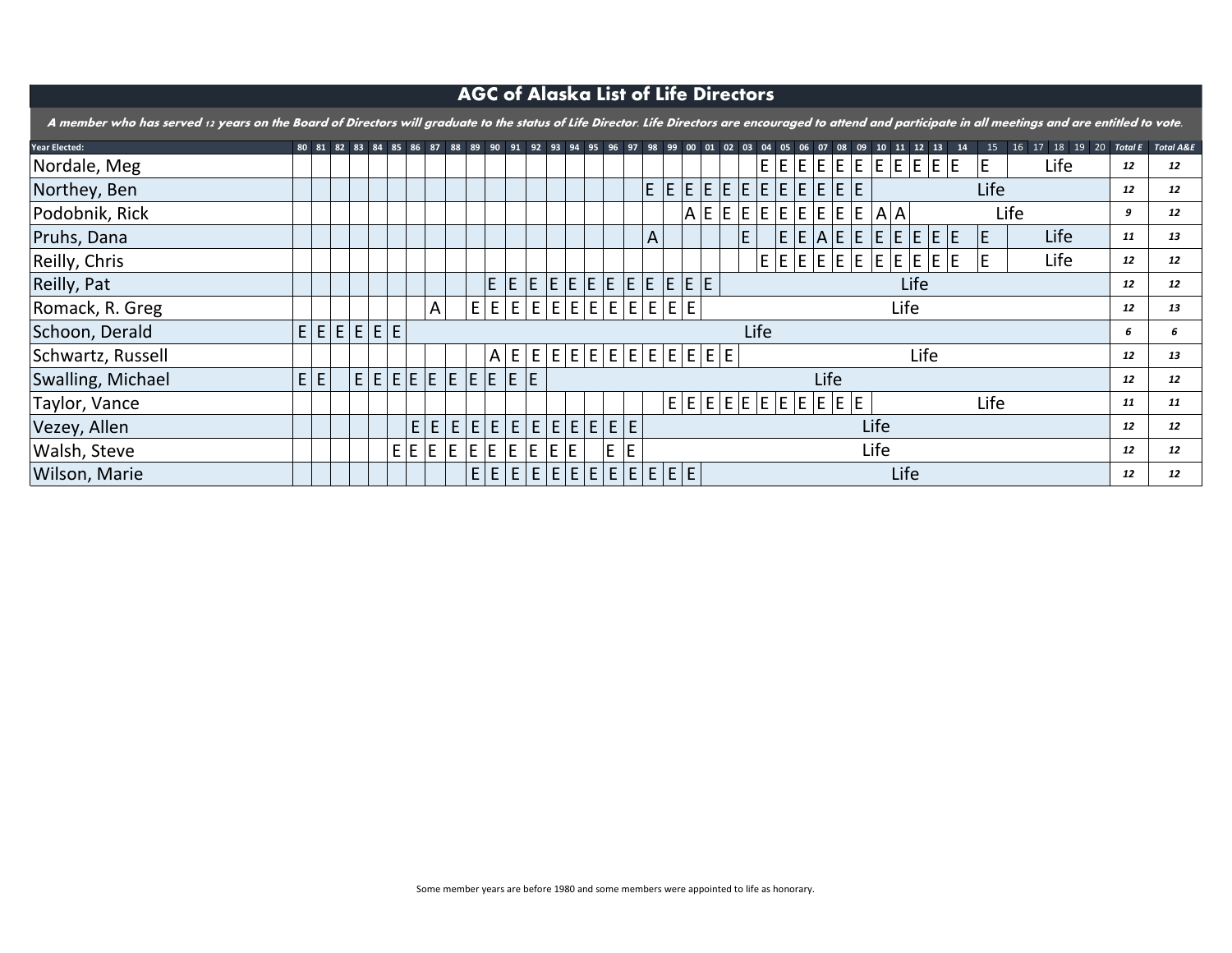# AGC of Alaska List of Life Directors

***A member who has served 12 years on the Board of Directors will graduate to the status of Life Director. Life Directors are encouraged to attend and participate in all meetings and are entitled to vote.***

| Year Elected: | 80 | 81 | 82 | 83 | 84 | 85 | 86 | 87 | 88 | 89 | 90 | 91 | 92 | 93 | 94 | 95 | 96 | 97 | 98 | 99 | 00 | 01 | 02 | 03 | 04 | 05 | 06 | 07 | 08 | 09 | 10 | 11 | 12 | 13 | 14 | 15 | 16 | 17 | 18 | 19 | 20 | Total E | Total A&E |
|---|---|---|---|---|---|---|---|---|---|---|---|---|---|---|---|---|---|---|---|---|---|---|---|---|---|---|---|---|---|---|---|---|---|---|---|---|---|---|---|---|---|---|---|
| Nordale, Meg | | | | | | | | | | | | | | | | | | | | | | | | | E | E | E | E | E | E | E | E | E | E | E | E | Life | | | | | 12 | 12 |
| Northey, Ben | | | | | | | | | | | | | | | | | | | E | E | E | E | E | E | E | E | E | E | E | E | Life | | | | | | | | | | | 12 | 12 |
| Podobnik, Rick | | | | | | | | | | | | | | | | | | | | | A | E | E | E | E | E | E | E | E | E | A | A | Life | | | | | | | | | 9 | 12 |
| Pruhs, Dana | | | | | | | | | | | | | | | | | | | A | | | | | E | | E | E | A | E | E | E | E | E | E | E | E | Life | | | | | 11 | 13 |
| Reilly, Chris | | | | | | | | | | | | | | | | | | | | | | | | | E | E | E | E | E | E | E | E | E | E | E | E | Life | | | | | 12 | 12 |
| Reilly, Pat | | | | | | | | | | | E | E | E | E | E | E | E | E | E | E | E | E | Life | | | | | | | | | | | | | | | | | | | 12 | 12 |
| Romack, R. Greg | | | | | | | | A | | E | E | E | E | E | E | E | E | E | E | E | E | Life | | | | | | | | | | | | | | | | | | | | 12 | 13 |
| Schoon, Derald | E | E | E | E | E | E | Life | | | | | | | | | | | | | | | | | | | | | | | | | | | | | | | | | | | 6 | 6 |
| Schwartz, Russell | | | | | | | | | | | A | E | E | E | E | E | E | E | E | E | E | E | E | Life | | | | | | | | | | | | | | | | | | 12 | 13 |
| Swalling, Michael | E | E | | E | E | E | E | E | E | E | E | E | E | Life | | | | | | | | | | | | | | | | | | | | | | | | | | | | 12 | 12 |
| Taylor, Vance | | | | | | | | | | | | | | | | | | | | E | E | E | E | E | E | E | E | E | E | E | Life | | | | | | | | | | | 11 | 11 |
| Vezey, Allen | | | | | | | E | E | E | E | E | E | E | E | E | E | E | E | Life | | | | | | | | | | | | | | | | | | | | | | | 12 | 12 |
| Walsh, Steve | | | | | | E | E | E | E | E | E | E | E | E | E | | E | E | Life | | | | | | | | | | | | | | | | | | | | | | | 12 | 12 |
| Wilson, Marie | | | | | | | | | | E | E | E | E | E | E | E | E | E | E | E | E | Life | | | | | | | | | | | | | | | | | | | | 12 | 12 |

Some member years are before 1980 and some members were appointed to life as honorary.